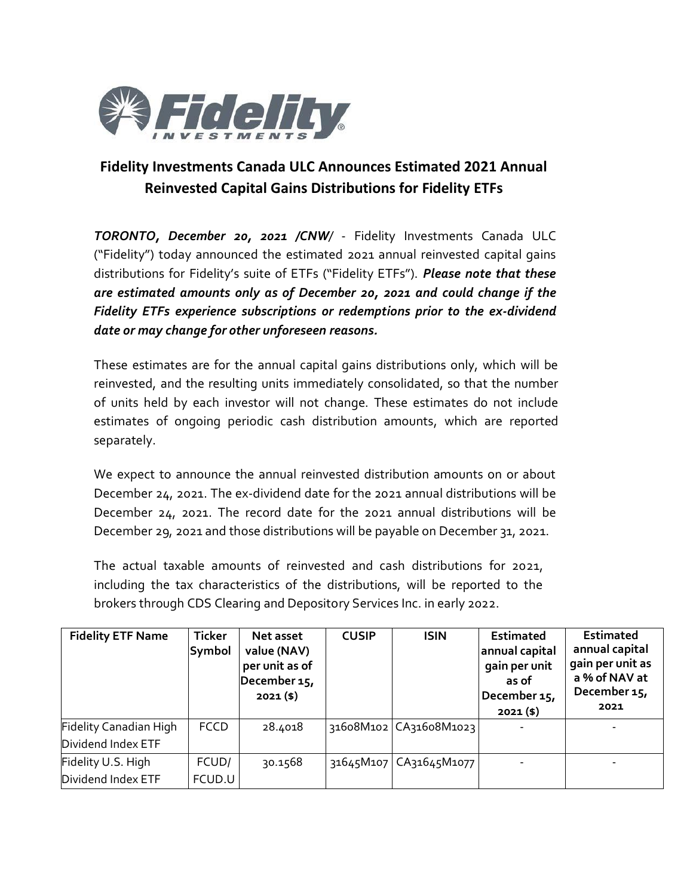# Fidelity Investments Canada ULC Announces Estimated 2021 Annual Reinvested Capital Gains Distributions for Fidelity ETFs

***TORONTO, December 20, 2021 /CNW/*** - Fidelity Investments Canada ULC ("Fidelity") today announced the estimated 2021 annual reinvested capital gains distributions for Fidelity's suite of ETFs ("Fidelity ETFs"). ***Please note that these are estimated amounts only as of December 20, 2021 and could change if the Fidelity ETFs experience subscriptions or redemptions prior to the ex-dividend date or may change for other unforeseen reasons.***

These estimates are for the annual capital gains distributions only, which will be reinvested, and the resulting units immediately consolidated, so that the number of units held by each investor will not change. These estimates do not include estimates of ongoing periodic cash distribution amounts, which are reported separately.

We expect to announce the annual reinvested distribution amounts on or about December 24, 2021. The ex-dividend date for the 2021 annual distributions will be December 24, 2021. The record date for the 2021 annual distributions will be December 29, 2021 and those distributions will be payable on December 31, 2021.

The actual taxable amounts of reinvested and cash distributions for 2021, including the tax characteristics of the distributions, will be reported to the brokers through CDS Clearing and Depository Services Inc. in early 2022.

| Fidelity ETF Name | Ticker Symbol | Net asset value (NAV) per unit as of December 15, 2021 ($) | CUSIP | ISIN | Estimated annual capital gain per unit as of December 15, 2021 ($) | Estimated annual capital gain per unit as a % of NAV at December 15, 2021 |
|---|---|---|---|---|---|---|
| Fidelity Canadian High Dividend Index ETF | FCCD | 28.4018 | 31608M102 | CA31608M1023 | - | - |
| Fidelity U.S. High Dividend Index ETF | FCUD/ FCUD.U | 30.1568 | 31645M107 | CA31645M1077 | - | - |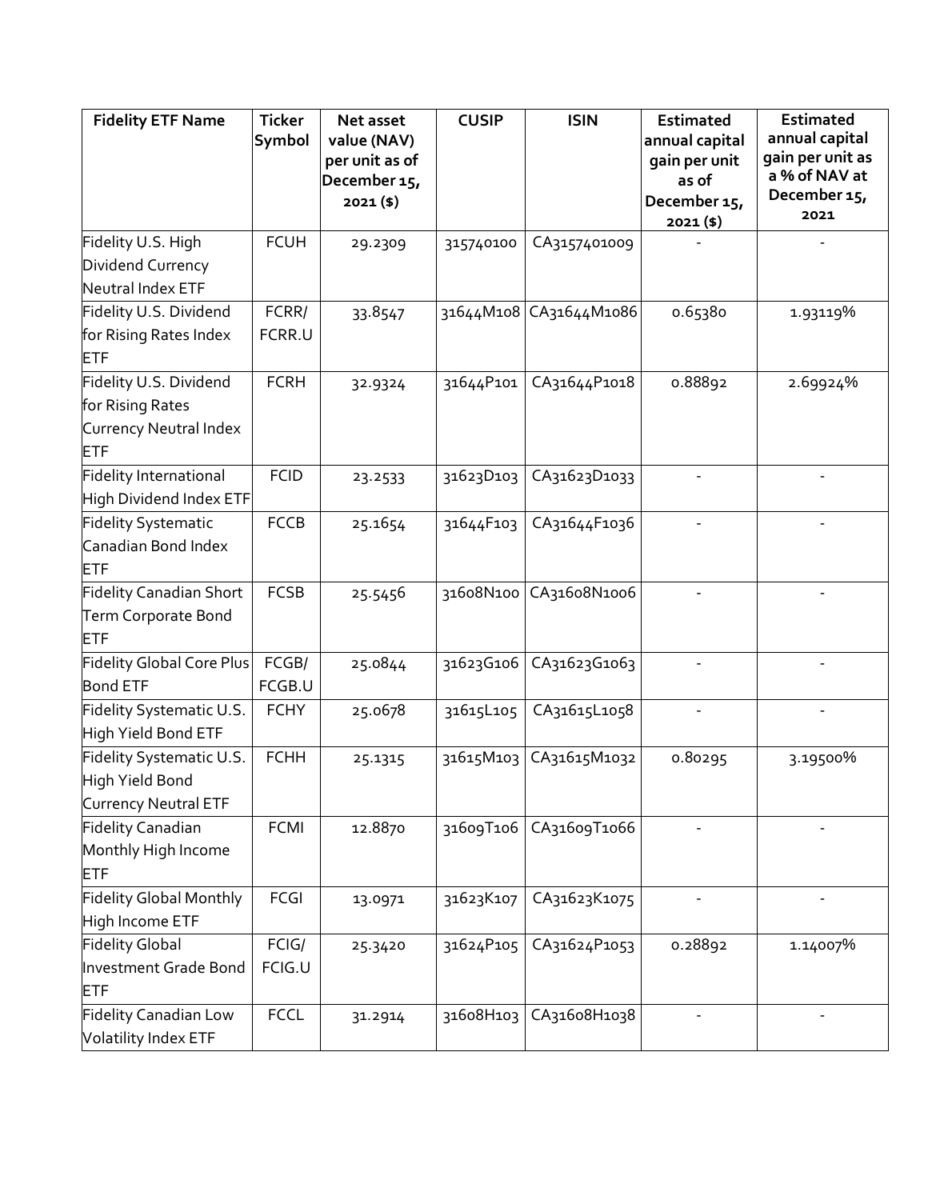| Fidelity ETF Name | Ticker Symbol | Net asset value (NAV) per unit as of December 15, 2021 ($) | CUSIP | ISIN | Estimated annual capital gain per unit as of December 15, 2021 ($) | Estimated annual capital gain per unit as a % of NAV at December 15, 2021 |
|---|---|---|---|---|---|---|
| Fidelity U.S. High Dividend Currency Neutral Index ETF | FCUH | 29.2309 | 315740100 | CA3157401009 | - | - |
| Fidelity U.S. Dividend for Rising Rates Index ETF | FCRR/ FCRR.U | 33.8547 | 31644M108 | CA31644M1086 | 0.65380 | 1.93119% |
| Fidelity U.S. Dividend for Rising Rates Currency Neutral Index ETF | FCRH | 32.9324 | 31644P101 | CA31644P1018 | 0.88892 | 2.69924% |
| Fidelity International High Dividend Index ETF | FCID | 23.2533 | 31623D103 | CA31623D1033 | - | - |
| Fidelity Systematic Canadian Bond Index ETF | FCCB | 25.1654 | 31644F103 | CA31644F1036 | - | - |
| Fidelity Canadian Short Term Corporate Bond ETF | FCSB | 25.5456 | 31608N100 | CA31608N1006 | - | - |
| Fidelity Global Core Plus Bond ETF | FCGB/ FCGB.U | 25.0844 | 31623G106 | CA31623G1063 | - | - |
| Fidelity Systematic U.S. High Yield Bond ETF | FCHY | 25.0678 | 31615L105 | CA31615L1058 | - | - |
| Fidelity Systematic U.S. High Yield Bond Currency Neutral ETF | FCHH | 25.1315 | 31615M103 | CA31615M1032 | 0.80295 | 3.19500% |
| Fidelity Canadian Monthly High Income ETF | FCMI | 12.8870 | 31609T106 | CA31609T1066 | - | - |
| Fidelity Global Monthly High Income ETF | FCGI | 13.0971 | 31623K107 | CA31623K1075 | - | - |
| Fidelity Global Investment Grade Bond ETF | FCIG/ FCIG.U | 25.3420 | 31624P105 | CA31624P1053 | 0.28892 | 1.14007% |
| Fidelity Canadian Low Volatility Index ETF | FCCL | 31.2914 | 31608H103 | CA31608H1038 | - | - |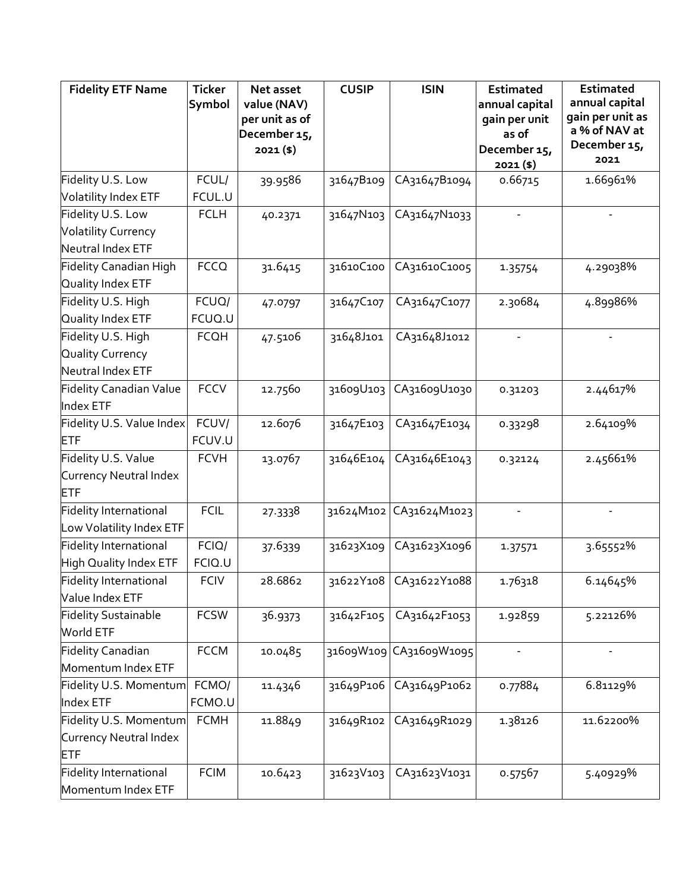| Fidelity ETF Name | Ticker Symbol | Net asset value (NAV) per unit as of December 15, 2021 ($) | CUSIP | ISIN | Estimated annual capital gain per unit as of December 15, 2021 ($) | Estimated annual capital gain per unit as a % of NAV at December 15, 2021 |
|---|---|---|---|---|---|---|
| Fidelity U.S. Low Volatility Index ETF | FCUL/ FCUL.U | 39.9586 | 31647B109 | CA31647B1094 | 0.66715 | 1.66961% |
| Fidelity U.S. Low Volatility Currency Neutral Index ETF | FCLH | 40.2371 | 31647N103 | CA31647N1033 | - | - |
| Fidelity Canadian High Quality Index ETF | FCCQ | 31.6415 | 31610C100 | CA31610C1005 | 1.35754 | 4.29038% |
| Fidelity U.S. High Quality Index ETF | FCUQ/ FCUQ.U | 47.0797 | 31647C107 | CA31647C1077 | 2.30684 | 4.89986% |
| Fidelity U.S. High Quality Currency Neutral Index ETF | FCQH | 47.5106 | 31648J101 | CA31648J1012 | - | - |
| Fidelity Canadian Value Index ETF | FCCV | 12.7560 | 31609U103 | CA31609U1030 | 0.31203 | 2.44617% |
| Fidelity U.S. Value Index ETF | FCUV/ FCUV.U | 12.6076 | 31647E103 | CA31647E1034 | 0.33298 | 2.64109% |
| Fidelity U.S. Value Currency Neutral Index ETF | FCVH | 13.0767 | 31646E104 | CA31646E1043 | 0.32124 | 2.45661% |
| Fidelity International Low Volatility Index ETF | FCIL | 27.3338 | 31624M102 | CA31624M1023 | - | - |
| Fidelity International High Quality Index ETF | FCIQ/ FCIQ.U | 37.6339 | 31623X109 | CA31623X1096 | 1.37571 | 3.65552% |
| Fidelity International Value Index ETF | FCIV | 28.6862 | 31622Y108 | CA31622Y1088 | 1.76318 | 6.14645% |
| Fidelity Sustainable World ETF | FCSW | 36.9373 | 31642F105 | CA31642F1053 | 1.92859 | 5.22126% |
| Fidelity Canadian Momentum Index ETF | FCCM | 10.0485 | 31609W109 | CA31609W1095 | - | - |
| Fidelity U.S. Momentum Index ETF | FCMO/ FCMO.U | 11.4346 | 31649P106 | CA31649P1062 | 0.77884 | 6.81129% |
| Fidelity U.S. Momentum Currency Neutral Index ETF | FCMH | 11.8849 | 31649R102 | CA31649R1029 | 1.38126 | 11.62200% |
| Fidelity International Momentum Index ETF | FCIM | 10.6423 | 31623V103 | CA31623V1031 | 0.57567 | 5.40929% |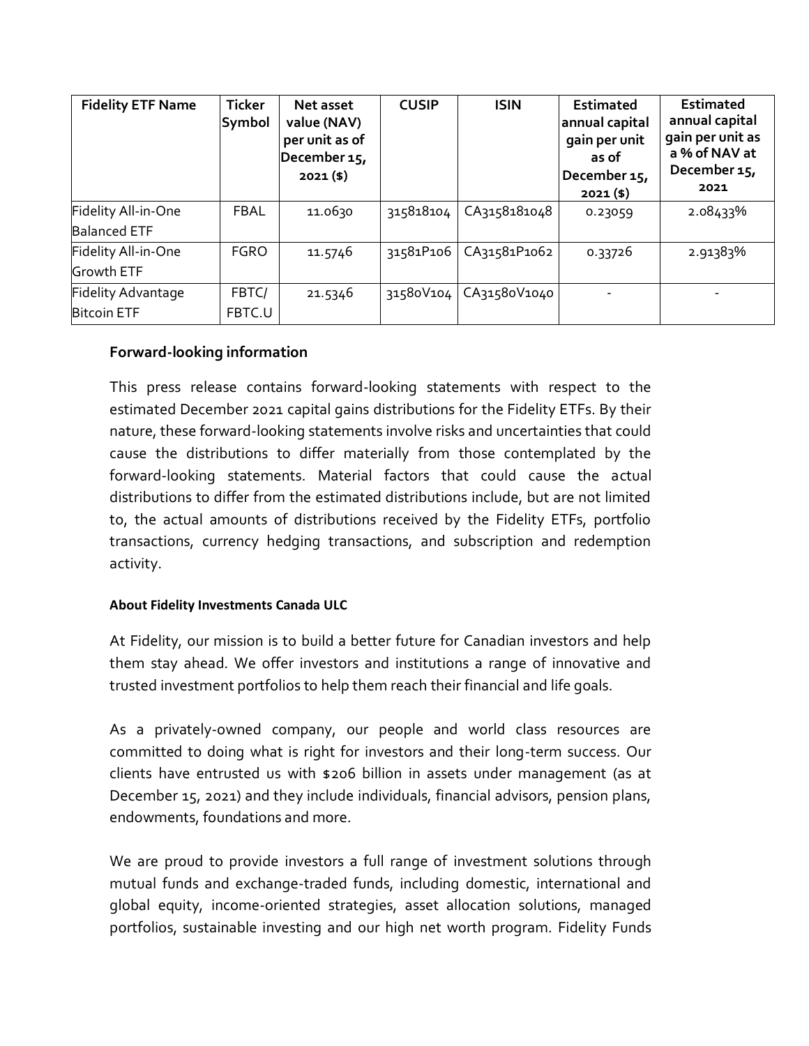| Fidelity ETF Name | Ticker Symbol | Net asset value (NAV) per unit as of December 15, 2021 ($) | CUSIP | ISIN | Estimated annual capital gain per unit as of December 15, 2021 ($) | Estimated annual capital gain per unit as a % of NAV at December 15, 2021 |
|---|---|---|---|---|---|---|
| Fidelity All-in-One Balanced ETF | FBAL | 11.0630 | 315818104 | CA3158181048 | 0.23059 | 2.08433% |
| Fidelity All-in-One Growth ETF | FGRO | 11.5746 | 31581P106 | CA31581P1062 | 0.33726 | 2.91383% |
| Fidelity Advantage Bitcoin ETF | FBTC/ FBTC.U | 21.5346 | 31580V104 | CA31580V1040 | - | - |

## Forward-looking information

This press release contains forward-looking statements with respect to the estimated December 2021 capital gains distributions for the Fidelity ETFs. By their nature, these forward-looking statements involve risks and uncertainties that could cause the distributions to differ materially from those contemplated by the forward-looking statements. Material factors that could cause the actual distributions to differ from the estimated distributions include, but are not limited to, the actual amounts of distributions received by the Fidelity ETFs, portfolio transactions, currency hedging transactions, and subscription and redemption activity.

### About Fidelity Investments Canada ULC

At Fidelity, our mission is to build a better future for Canadian investors and help them stay ahead. We offer investors and institutions a range of innovative and trusted investment portfolios to help them reach their financial and life goals.

As a privately-owned company, our people and world class resources are committed to doing what is right for investors and their long-term success. Our clients have entrusted us with $206 billion in assets under management (as at December 15, 2021) and they include individuals, financial advisors, pension plans, endowments, foundations and more.

We are proud to provide investors a full range of investment solutions through mutual funds and exchange-traded funds, including domestic, international and global equity, income-oriented strategies, asset allocation solutions, managed portfolios, sustainable investing and our high net worth program. Fidelity Funds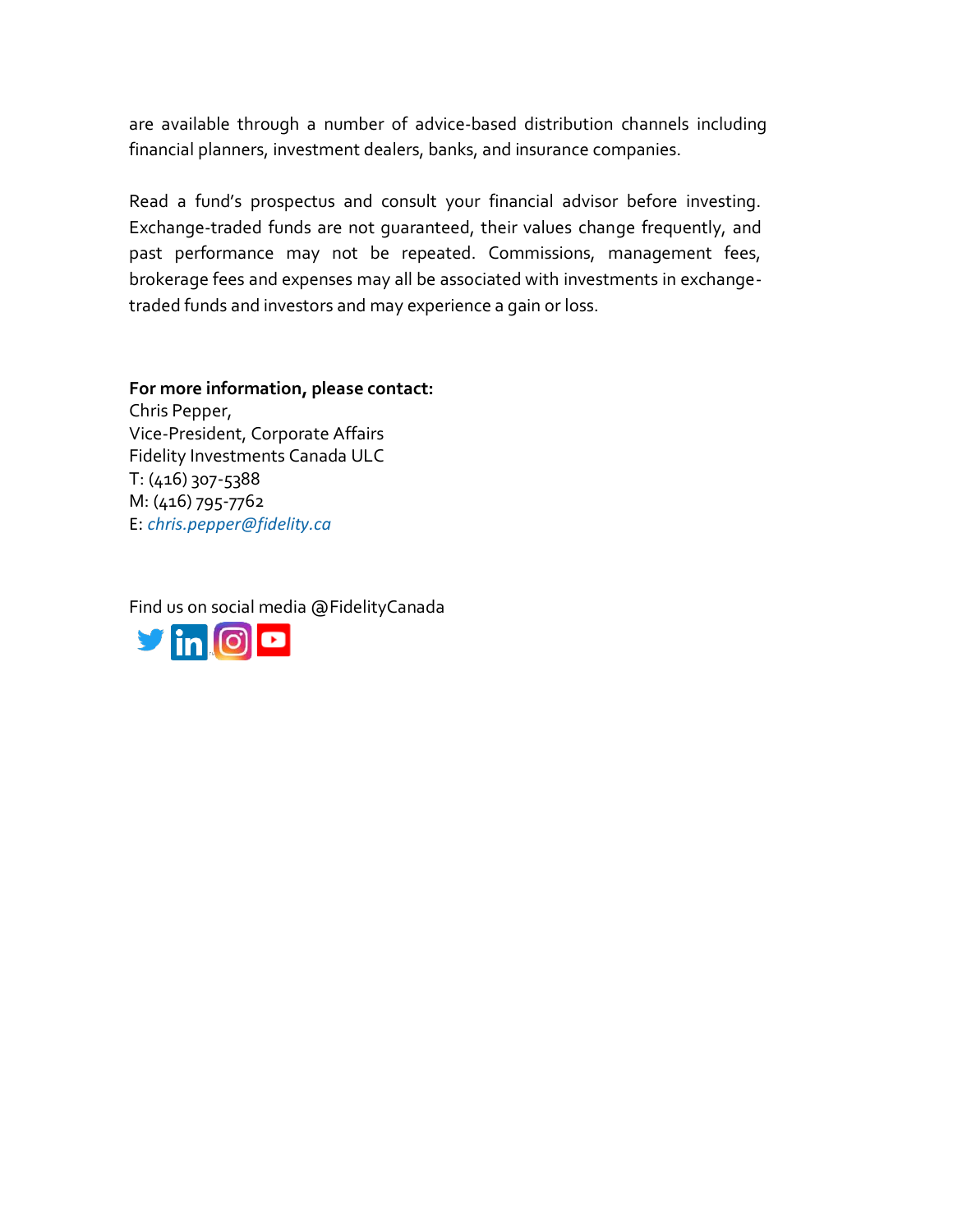are available through a number of advice-based distribution channels including financial planners, investment dealers, banks, and insurance companies.

Read a fund's prospectus and consult your financial advisor before investing. Exchange-traded funds are not guaranteed, their values change frequently, and past performance may not be repeated. Commissions, management fees, brokerage fees and expenses may all be associated with investments in exchange-traded funds and investors and may experience a gain or loss.

**For more information, please contact:**
Chris Pepper,
Vice-President, Corporate Affairs
Fidelity Investments Canada ULC
T: (416) 307-5388
M: (416) 795-7762
E: *chris.pepper@fidelity.ca*

Find us on social media @FidelityCanada